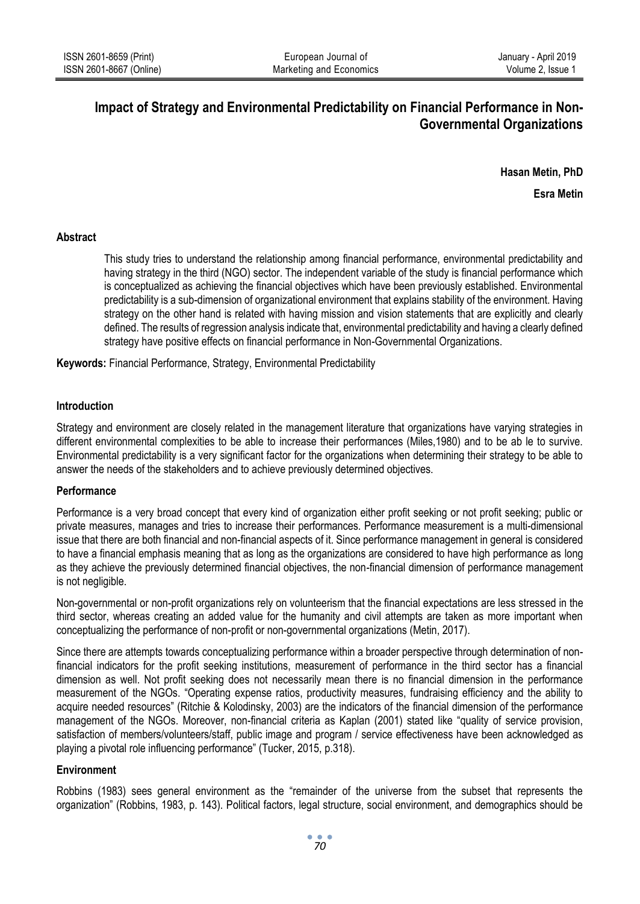# Impact of Strategy and Environmental Predictability on Financial Performance in Non-Governmental Organizations

**Hasan Metin, PhD**

**Esra Metin**

## Abstract

This study tries to understand the relationship among financial performance, environmental predictability and having strategy in the third (NGO) sector. The independent variable of the study is financial performance which is conceptualized as achieving the financial objectives which have been previously established. Environmental predictability is a sub-dimension of organizational environment that explains stability of the environment. Having strategy on the other hand is related with having mission and vision statements that are explicitly and clearly defined. The results of regression analysis indicate that, environmental predictability and having a clearly defined strategy have positive effects on financial performance in Non-Governmental Organizations.

**Keywords:** Financial Performance, Strategy, Environmental Predictability

## Introduction

Strategy and environment are closely related in the management literature that organizations have varying strategies in different environmental complexities to be able to increase their performances (Miles,1980) and to be ab le to survive. Environmental predictability is a very significant factor for the organizations when determining their strategy to be able to answer the needs of the stakeholders and to achieve previously determined objectives.

## Performance

Performance is a very broad concept that every kind of organization either profit seeking or not profit seeking; public or private measures, manages and tries to increase their performances. Performance measurement is a multi-dimensional issue that there are both financial and non-financial aspects of it. Since performance management in general is considered to have a financial emphasis meaning that as long as the organizations are considered to have high performance as long as they achieve the previously determined financial objectives, the non-financial dimension of performance management is not negligible.

Non-governmental or non-profit organizations rely on volunteerism that the financial expectations are less stressed in the third sector, whereas creating an added value for the humanity and civil attempts are taken as more important when conceptualizing the performance of non-profit or non-governmental organizations (Metin, 2017).

Since there are attempts towards conceptualizing performance within a broader perspective through determination of non-financial indicators for the profit seeking institutions, measurement of performance in the third sector has a financial dimension as well. Not profit seeking does not necessarily mean there is no financial dimension in the performance measurement of the NGOs. "Operating expense ratios, productivity measures, fundraising efficiency and the ability to acquire needed resources" (Ritchie & Kolodinsky, 2003) are the indicators of the financial dimension of the performance management of the NGOs. Moreover, non-financial criteria as Kaplan (2001) stated like "quality of service provision, satisfaction of members/volunteers/staff, public image and program / service effectiveness have been acknowledged as playing a pivotal role influencing performance" (Tucker, 2015, p.318).

## Environment

Robbins (1983) sees general environment as the "remainder of the universe from the subset that represents the organization" (Robbins, 1983, p. 143). Political factors, legal structure, social environment, and demographics should be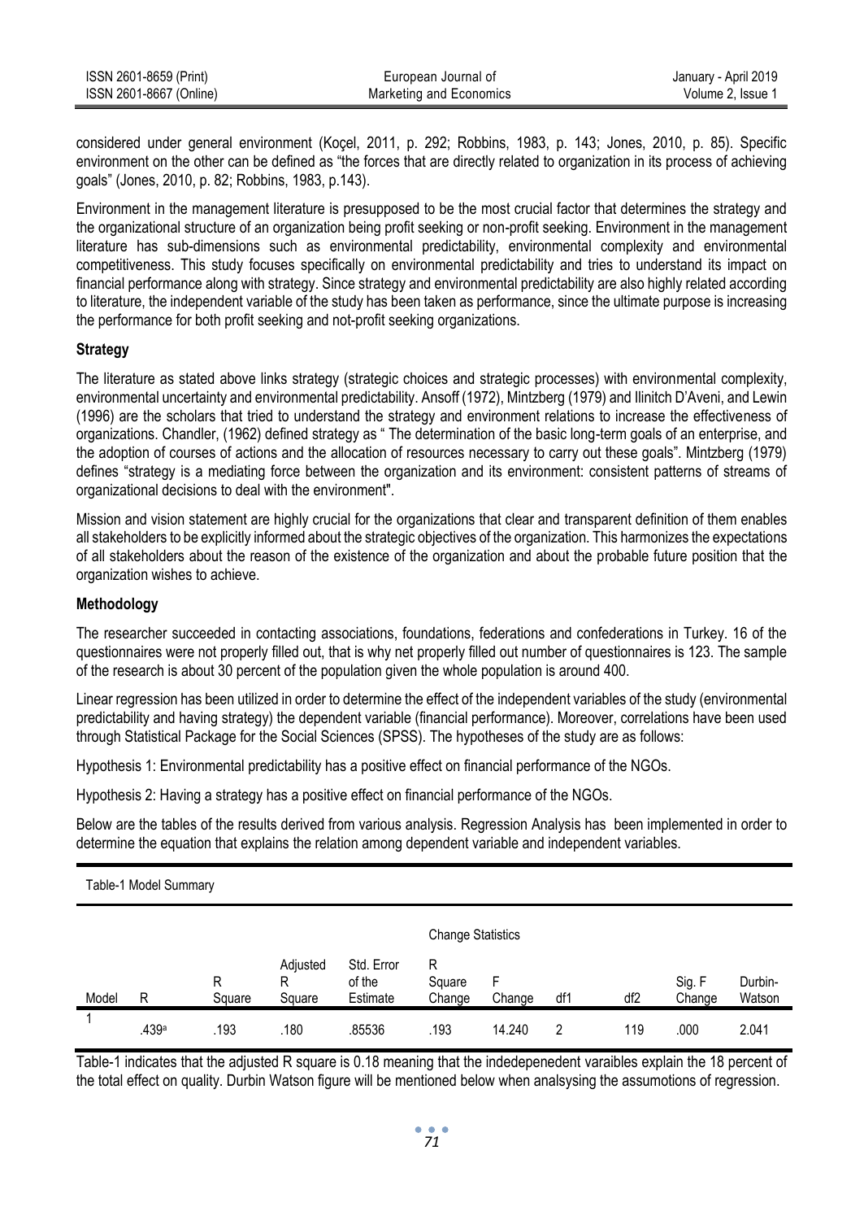considered under general environment (Koçel, 2011, p. 292; Robbins, 1983, p. 143; Jones, 2010, p. 85). Specific environment on the other can be defined as "the forces that are directly related to organization in its process of achieving goals" (Jones, 2010, p. 82; Robbins, 1983, p.143).

Environment in the management literature is presupposed to be the most crucial factor that determines the strategy and the organizational structure of an organization being profit seeking or non-profit seeking. Environment in the management literature has sub-dimensions such as environmental predictability, environmental complexity and environmental competitiveness. This study focuses specifically on environmental predictability and tries to understand its impact on financial performance along with strategy. Since strategy and environmental predictability are also highly related according to literature, the independent variable of the study has been taken as performance, since the ultimate purpose is increasing the performance for both profit seeking and not-profit seeking organizations.

### Strategy

The literature as stated above links strategy (strategic choices and strategic processes) with environmental complexity, environmental uncertainty and environmental predictability. Ansoff (1972), Mintzberg (1979) and Ilinitch D'Aveni, and Lewin (1996) are the scholars that tried to understand the strategy and environment relations to increase the effectiveness of organizations. Chandler, (1962) defined strategy as " The determination of the basic long-term goals of an enterprise, and the adoption of courses of actions and the allocation of resources necessary to carry out these goals". Mintzberg (1979) defines "strategy is a mediating force between the organization and its environment: consistent patterns of streams of organizational decisions to deal with the environment".

Mission and vision statement are highly crucial for the organizations that clear and transparent definition of them enables all stakeholders to be explicitly informed about the strategic objectives of the organization. This harmonizes the expectations of all stakeholders about the reason of the existence of the organization and about the probable future position that the organization wishes to achieve.

### Methodology

The researcher succeeded in contacting associations, foundations, federations and confederations in Turkey. 16 of the questionnaires were not properly filled out, that is why net properly filled out number of questionnaires is 123. The sample of the research is about 30 percent of the population given the whole population is around 400.

Linear regression has been utilized in order to determine the effect of the independent variables of the study (environmental predictability and having strategy) the dependent variable (financial performance). Moreover, correlations have been used through Statistical Package for the Social Sciences (SPSS). The hypotheses of the study are as follows:

Hypothesis 1: Environmental predictability has a positive effect on financial performance of the NGOs.

Hypothesis 2: Having a strategy has a positive effect on financial performance of the NGOs.

Below are the tables of the results derived from various analysis. Regression Analysis has been implemented in order to determine the equation that explains the relation among dependent variable and independent variables.

Table-1 Model Summary

| | | | | | Change Statistics | | | | | |
|---|---|---|---|---|---|---|---|---|---|---|
| Model | R | R Square | Adjusted R Square | Std. Error of the Estimate | R Square Change | F Change | df1 | df2 | Sig. F Change | Durbin-Watson |
| 1 | .439[a] | .193 | .180 | .85536 | .193 | 14.240 | 2 | 119 | .000 | 2.041 |

Table-1 indicates that the adjusted R square is 0.18 meaning that the indedepenedent varaibles explain the 18 percent of the total effect on quality. Durbin Watson figure will be mentioned below when analsysing the assumotions of regression.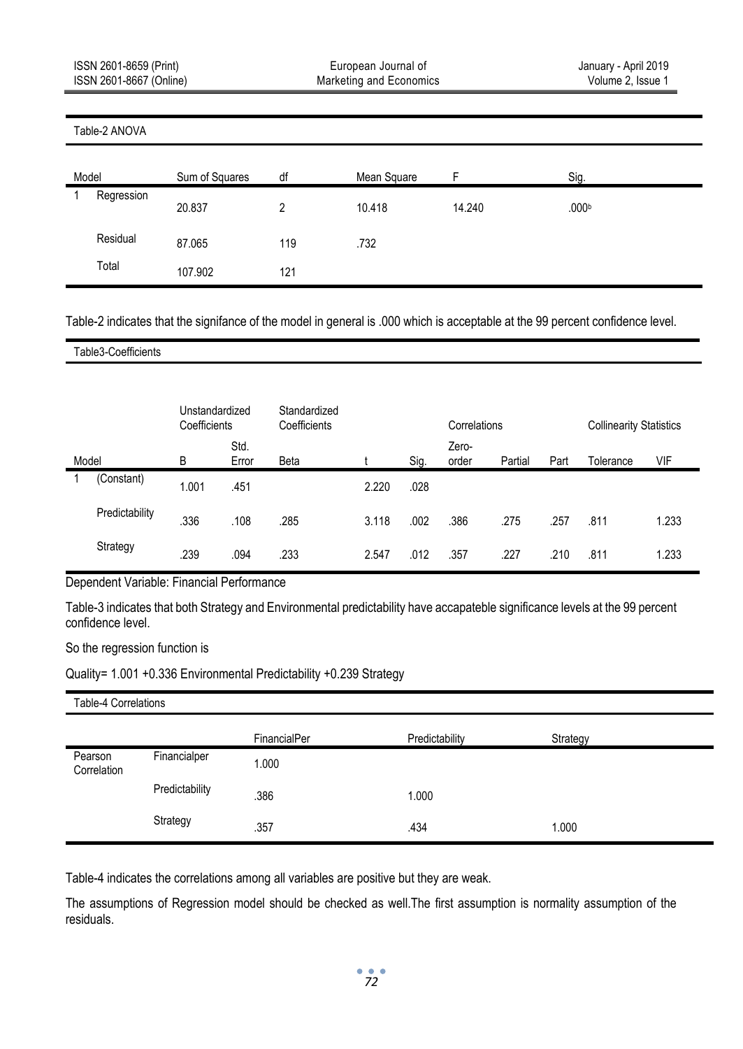Table-2 ANOVA

| Model | | Sum of Squares | df | Mean Square | F | Sig. |
|---|---|---|---|---|---|---|
| 1 | Regression | 20.837 | 2 | 10.418 | 14.240 | .000[b] |
| | Residual | 87.065 | 119 | .732 | | |
| | Total | 107.902 | 121 | | | |

Table-2 indicates that the signifance of the model in general is .000 which is acceptable at the 99 percent confidence level.

Table3-Coefficients

| Model | | Unstandardized Coefficients | | Standardized Coefficients | t | Sig. | Correlations | | | Collinearity Statistics | |
|---|---|---|---|---|---|---|---|---|---|---|---|
| | | B | Std. Error | Beta | | | Zero-order | Partial | Part | Tolerance | VIF |
| 1 | (Constant) | 1.001 | .451 | | 2.220 | .028 | | | | | |
| | Predictability | .336 | .108 | .285 | 3.118 | .002 | .386 | .275 | .257 | .811 | 1.233 |
| | Strategy | .239 | .094 | .233 | 2.547 | .012 | .357 | .227 | .210 | .811 | 1.233 |

Dependent Variable: Financial Performance

Table-3 indicates that both Strategy and Environmental predictability have accapateble significance levels at the 99 percent confidence level.

So the regression function is

Quality= 1.001 +0.336 Environmental Predictability +0.239 Strategy

Table-4 Correlations

| | | FinancialPer | Predictability | Strategy |
|---|---|---|---|---|
| Pearson Correlation | Financialper | 1.000 | | |
| | Predictability | .386 | 1.000 | |
| | Strategy | .357 | .434 | 1.000 |

Table-4 indicates the correlations among all variables are positive but they are weak.

The assumptions of Regression model should be checked as well.The first assumption is normality assumption of the residuals.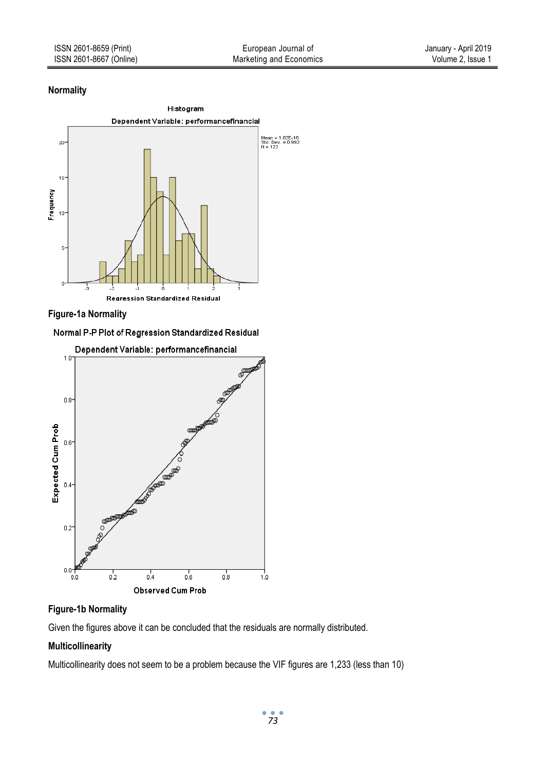**Normality**

**Figure-1a Normality**

**Figure-1b Normality**

Given the figures above it can be concluded that the residuals are normally distributed.

**Multicollinearity**

Multicollinearity does not seem to be a problem because the VIF figures are 1,233 (less than 10)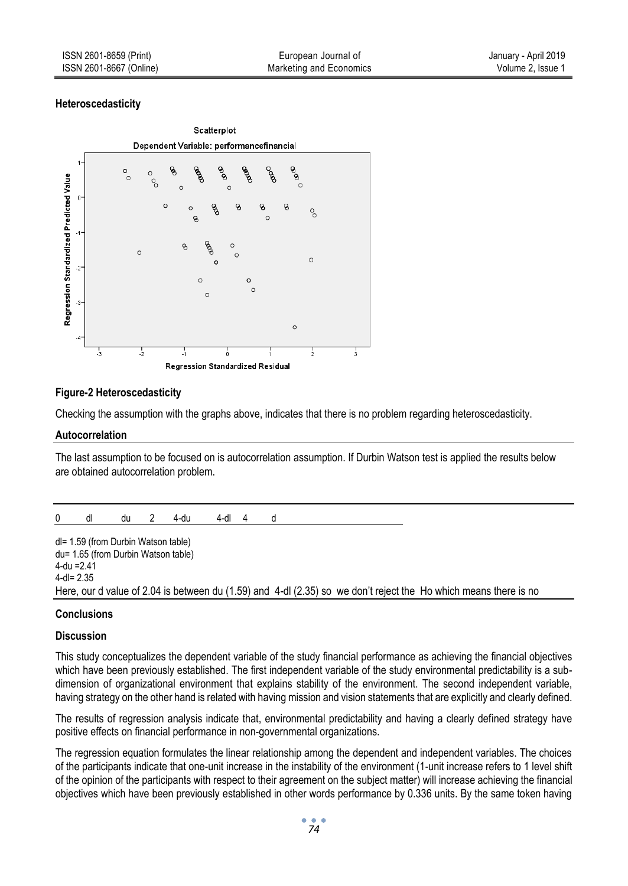**Heteroscedasticity**

**Figure-2 Heteroscedasticity**

Checking the assumption with the graphs above, indicates that there is no problem regarding heteroscedasticity.

## Autocorrelation

The last assumption to be focused on is autocorrelation assumption. If Durbin Watson test is applied the results below are obtained autocorrelation problem.

0 dl du 2 4-du 4-dl 4 d

dl= 1.59 (from Durbin Watson table)
du= 1.65 (from Durbin Watson table)
4-du =2.41
4-dl= 2.35
Here, our d value of 2.04 is between du (1.59) and 4-dl (2.35) so we don't reject the Ho which means there is no

## Conclusions

**Discussion**

This study conceptualizes the dependent variable of the study financial performance as achieving the financial objectives which have been previously established. The first independent variable of the study environmental predictability is a sub-dimension of organizational environment that explains stability of the environment. The second independent variable, having strategy on the other hand is related with having mission and vision statements that are explicitly and clearly defined.

The results of regression analysis indicate that, environmental predictability and having a clearly defined strategy have positive effects on financial performance in non-governmental organizations.

The regression equation formulates the linear relationship among the dependent and independent variables. The choices of the participants indicate that one-unit increase in the instability of the environment (1-unit increase refers to 1 level shift of the opinion of the participants with respect to their agreement on the subject matter) will increase achieving the financial objectives which have been previously established in other words performance by 0.336 units. By the same token having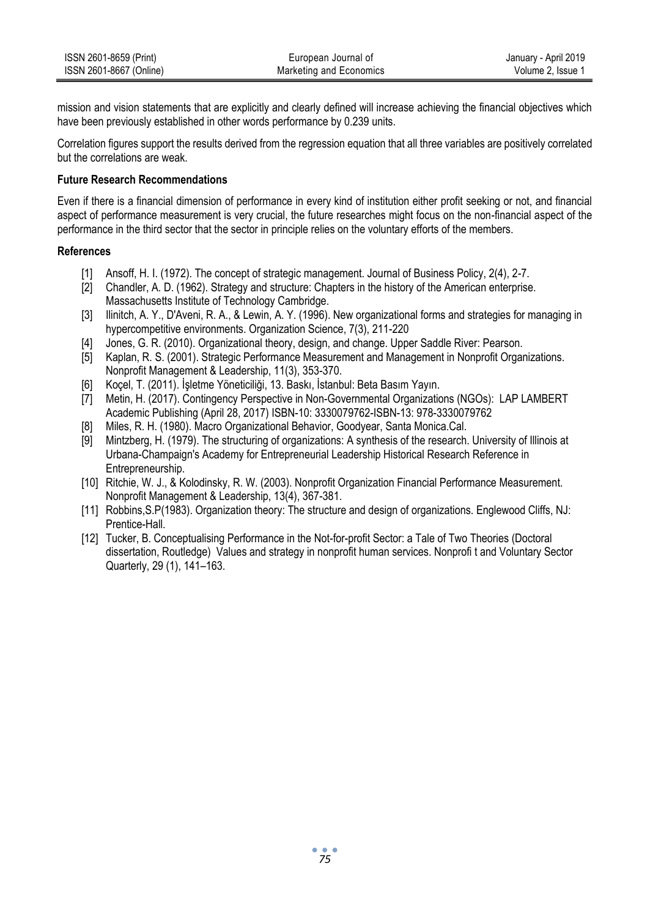mission and vision statements that are explicitly and clearly defined will increase achieving the financial objectives which have been previously established in other words performance by 0.239 units.

Correlation figures support the results derived from the regression equation that all three variables are positively correlated but the correlations are weak.

### Future Research Recommendations

Even if there is a financial dimension of performance in every kind of institution either profit seeking or not, and financial aspect of performance measurement is very crucial, the future researches might focus on the non-financial aspect of the performance in the third sector that the sector in principle relies on the voluntary efforts of the members.

### References

[1] Ansoff, H. I. (1972). The concept of strategic management. Journal of Business Policy, 2(4), 2-7.

[2] Chandler, A. D. (1962). Strategy and structure: Chapters in the history of the American enterprise. Massachusetts Institute of Technology Cambridge.

[3] Ilinitch, A. Y., D'Aveni, R. A., & Lewin, A. Y. (1996). New organizational forms and strategies for managing in hypercompetitive environments. Organization Science, 7(3), 211-220

[4] Jones, G. R. (2010). Organizational theory, design, and change. Upper Saddle River: Pearson.

[5] Kaplan, R. S. (2001). Strategic Performance Measurement and Management in Nonprofit Organizations. Nonprofit Management & Leadership, 11(3), 353-370.

[6] Koçel, T. (2011). İşletme Yöneticiliği, 13. Baskı, İstanbul: Beta Basım Yayın.

[7] Metin, H. (2017). Contingency Perspective in Non-Governmental Organizations (NGOs): LAP LAMBERT Academic Publishing (April 28, 2017) ISBN-10: 3330079762-ISBN-13: 978-3330079762

[8] Miles, R. H. (1980). Macro Organizational Behavior, Goodyear, Santa Monica.Cal.

[9] Mintzberg, H. (1979). The structuring of organizations: A synthesis of the research. University of Illinois at Urbana-Champaign's Academy for Entrepreneurial Leadership Historical Research Reference in Entrepreneurship.

[10] Ritchie, W. J., & Kolodinsky, R. W. (2003). Nonprofit Organization Financial Performance Measurement. Nonprofit Management & Leadership, 13(4), 367-381.

[11] Robbins,S.P(1983). Organization theory: The structure and design of organizations. Englewood Cliffs, NJ: Prentice-Hall.

[12] Tucker, B. Conceptualising Performance in the Not-for-profit Sector: a Tale of Two Theories (Doctoral dissertation, Routledge) Values and strategy in nonprofit human services. Nonprofi t and Voluntary Sector Quarterly, 29 (1), 141–163.